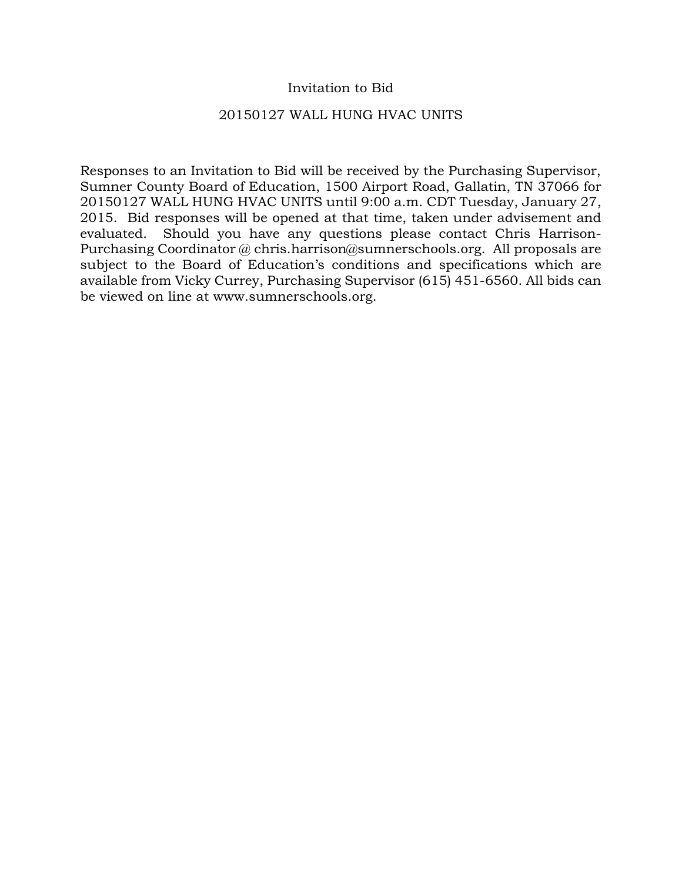# Invitation to Bid

## 20150127 WALL HUNG HVAC UNITS

Responses to an Invitation to Bid will be received by the Purchasing Supervisor, Sumner County Board of Education, 1500 Airport Road, Gallatin, TN 37066 for 20150127 WALL HUNG HVAC UNITS until 9:00 a.m. CDT Tuesday, January 27, 2015. Bid responses will be opened at that time, taken under advisement and evaluated. Should you have any questions please contact Chris Harrison-Purchasing Coordinator @ chris.harrison@sumnerschools.org. All proposals are subject to the Board of Education's conditions and specifications which are available from Vicky Currey, Purchasing Supervisor (615) 451-6560. All bids can be viewed on line at www.sumnerschools.org.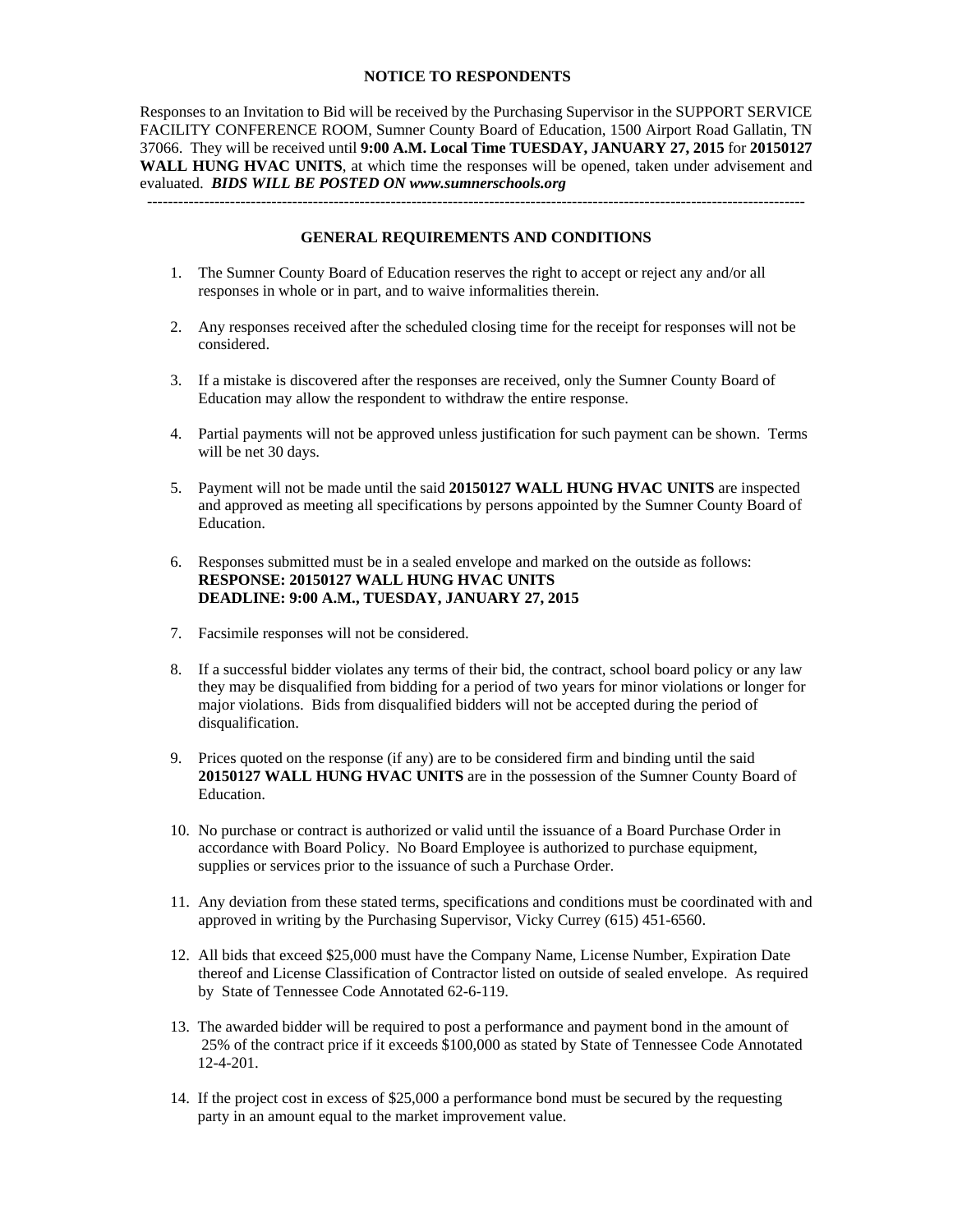## NOTICE TO RESPONDENTS

Responses to an Invitation to Bid will be received by the Purchasing Supervisor in the SUPPORT SERVICE FACILITY CONFERENCE ROOM, Sumner County Board of Education, 1500 Airport Road Gallatin, TN 37066. They will be received until **9:00 A.M. Local Time TUESDAY, JANUARY 27, 2015** for **20150127 WALL HUNG HVAC UNITS**, at which time the responses will be opened, taken under advisement and evaluated. ***BIDS WILL BE POSTED ON www.sumnerschools.org***

---

## GENERAL REQUIREMENTS AND CONDITIONS

1. The Sumner County Board of Education reserves the right to accept or reject any and/or all responses in whole or in part, and to waive informalities therein.

2. Any responses received after the scheduled closing time for the receipt for responses will not be considered.

3. If a mistake is discovered after the responses are received, only the Sumner County Board of Education may allow the respondent to withdraw the entire response.

4. Partial payments will not be approved unless justification for such payment can be shown. Terms will be net 30 days.

5. Payment will not be made until the said **20150127 WALL HUNG HVAC UNITS** are inspected and approved as meeting all specifications by persons appointed by the Sumner County Board of Education.

6. Responses submitted must be in a sealed envelope and marked on the outside as follows:
   **RESPONSE: 20150127 WALL HUNG HVAC UNITS**
   **DEADLINE: 9:00 A.M., TUESDAY, JANUARY 27, 2015**

7. Facsimile responses will not be considered.

8. If a successful bidder violates any terms of their bid, the contract, school board policy or any law they may be disqualified from bidding for a period of two years for minor violations or longer for major violations. Bids from disqualified bidders will not be accepted during the period of disqualification.

9. Prices quoted on the response (if any) are to be considered firm and binding until the said **20150127 WALL HUNG HVAC UNITS** are in the possession of the Sumner County Board of Education.

10. No purchase or contract is authorized or valid until the issuance of a Board Purchase Order in accordance with Board Policy. No Board Employee is authorized to purchase equipment, supplies or services prior to the issuance of such a Purchase Order.

11. Any deviation from these stated terms, specifications and conditions must be coordinated with and approved in writing by the Purchasing Supervisor, Vicky Currey (615) 451-6560.

12. All bids that exceed $25,000 must have the Company Name, License Number, Expiration Date thereof and License Classification of Contractor listed on outside of sealed envelope. As required by State of Tennessee Code Annotated 62-6-119.

13. The awarded bidder will be required to post a performance and payment bond in the amount of 25% of the contract price if it exceeds $100,000 as stated by State of Tennessee Code Annotated 12-4-201.

14. If the project cost in excess of $25,000 a performance bond must be secured by the requesting party in an amount equal to the market improvement value.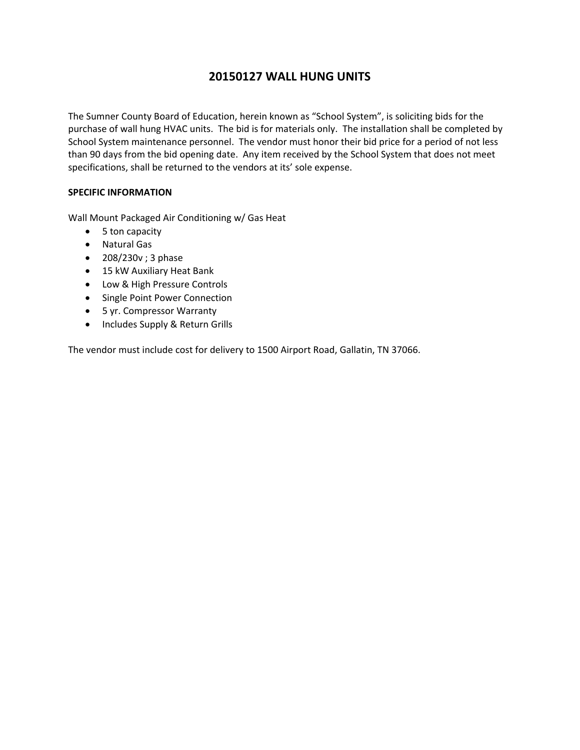# 20150127 WALL HUNG UNITS

The Sumner County Board of Education, herein known as "School System", is soliciting bids for the purchase of wall hung HVAC units. The bid is for materials only. The installation shall be completed by School System maintenance personnel. The vendor must honor their bid price for a period of not less than 90 days from the bid opening date. Any item received by the School System that does not meet specifications, shall be returned to the vendors at its' sole expense.

**SPECIFIC INFORMATION**

Wall Mount Packaged Air Conditioning w/ Gas Heat

- 5 ton capacity
- Natural Gas
- 208/230v ; 3 phase
- 15 kW Auxiliary Heat Bank
- Low & High Pressure Controls
- Single Point Power Connection
- 5 yr. Compressor Warranty
- Includes Supply & Return Grills

The vendor must include cost for delivery to 1500 Airport Road, Gallatin, TN 37066.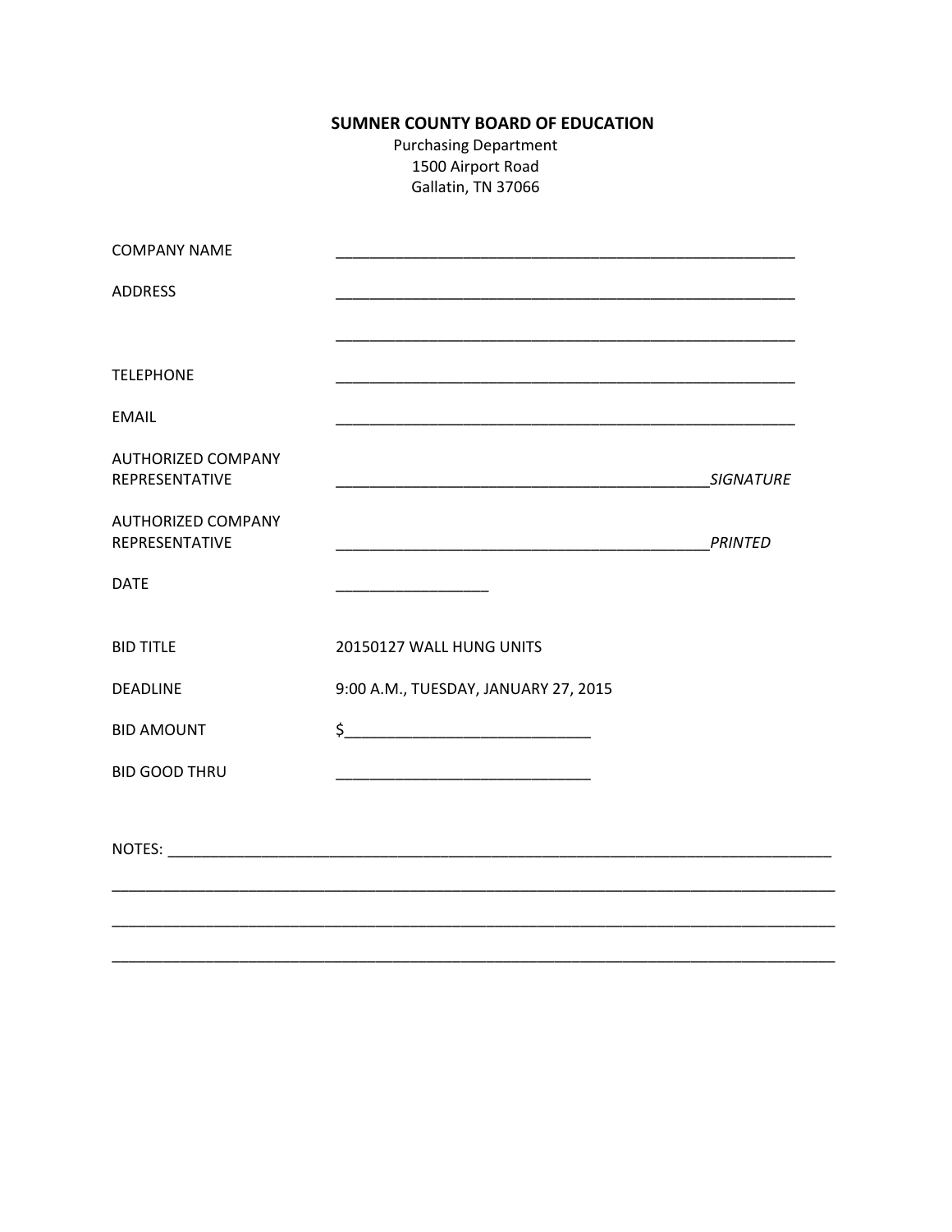**SUMNER COUNTY BOARD OF EDUCATION**

Purchasing Department
1500 Airport Road
Gallatin, TN 37066

COMPANY NAME ________________________________________________

ADDRESS ________________________________________________

________________________________________________

TELEPHONE ________________________________________________

EMAIL ________________________________________________

AUTHORIZED COMPANY REPRESENTATIVE ________________________________________ *SIGNATURE*

AUTHORIZED COMPANY REPRESENTATIVE ________________________________________ *PRINTED*

DATE ________________

BID TITLE 20150127 WALL HUNG UNITS

DEADLINE 9:00 A.M., TUESDAY, JANUARY 27, 2015

BID AMOUNT $___________________________

BID GOOD THRU ___________________________

NOTES: ________________________________________________________________________

________________________________________________________________________________

________________________________________________________________________________

________________________________________________________________________________